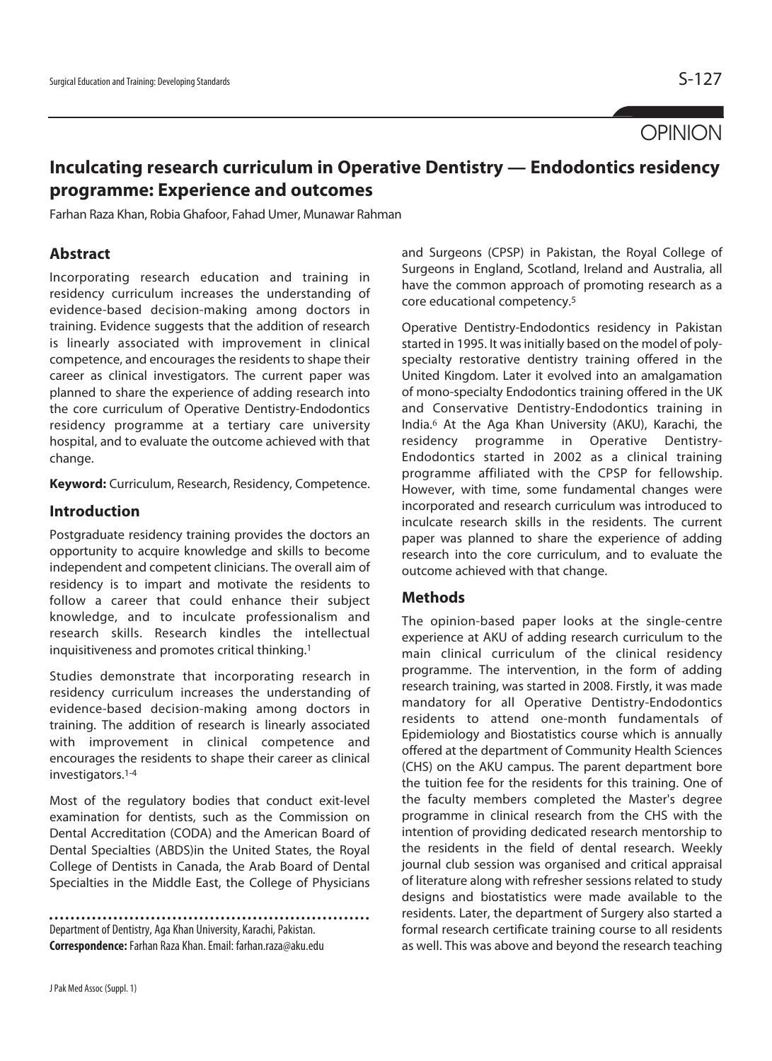OPINION

# Inculcating research curriculum in Operative Dentistry — Endodontics residency programme: Experience and outcomes

Farhan Raza Khan, Robia Ghafoor, Fahad Umer, Munawar Rahman

## Abstract

Incorporating research education and training in residency curriculum increases the understanding of evidence-based decision-making among doctors in training. Evidence suggests that the addition of research is linearly associated with improvement in clinical competence, and encourages the residents to shape their career as clinical investigators. The current paper was planned to share the experience of adding research into the core curriculum of Operative Dentistry-Endodontics residency programme at a tertiary care university hospital, and to evaluate the outcome achieved with that change.

**Keyword:** Curriculum, Research, Residency, Competence.

## Introduction

Postgraduate residency training provides the doctors an opportunity to acquire knowledge and skills to become independent and competent clinicians. The overall aim of residency is to impart and motivate the residents to follow a career that could enhance their subject knowledge, and to inculcate professionalism and research skills. Research kindles the intellectual inquisitiveness and promotes critical thinking.[1]

Studies demonstrate that incorporating research in residency curriculum increases the understanding of evidence-based decision-making among doctors in training. The addition of research is linearly associated with improvement in clinical competence and encourages the residents to shape their career as clinical investigators.[1-4]

Most of the regulatory bodies that conduct exit-level examination for dentists, such as the Commission on Dental Accreditation (CODA) and the American Board of Dental Specialties (ABDS)in the United States, the Royal College of Dentists in Canada, the Arab Board of Dental Specialties in the Middle East, the College of Physicians and Surgeons (CPSP) in Pakistan, the Royal College of Surgeons in England, Scotland, Ireland and Australia, all have the common approach of promoting research as a core educational competency.[5]

Operative Dentistry-Endodontics residency in Pakistan started in 1995. It was initially based on the model of poly-specialty restorative dentistry training offered in the United Kingdom. Later it evolved into an amalgamation of mono-specialty Endodontics training offered in the UK and Conservative Dentistry-Endodontics training in India.[6] At the Aga Khan University (AKU), Karachi, the residency programme in Operative Dentistry-Endodontics started in 2002 as a clinical training programme affiliated with the CPSP for fellowship. However, with time, some fundamental changes were incorporated and research curriculum was introduced to inculcate research skills in the residents. The current paper was planned to share the experience of adding research into the core curriculum, and to evaluate the outcome achieved with that change.

## Methods

The opinion-based paper looks at the single-centre experience at AKU of adding research curriculum to the main clinical curriculum of the clinical residency programme. The intervention, in the form of adding research training, was started in 2008. Firstly, it was made mandatory for all Operative Dentistry-Endodontics residents to attend one-month fundamentals of Epidemiology and Biostatistics course which is annually offered at the department of Community Health Sciences (CHS) on the AKU campus. The parent department bore the tuition fee for the residents for this training. One of the faculty members completed the Master's degree programme in clinical research from the CHS with the intention of providing dedicated research mentorship to the residents in the field of dental research. Weekly journal club session was organised and critical appraisal of literature along with refresher sessions related to study designs and biostatistics were made available to the residents. Later, the department of Surgery also started a formal research certificate training course to all residents as well. This was above and beyond the research teaching

Department of Dentistry, Aga Khan University, Karachi, Pakistan.
**Correspondence:** Farhan Raza Khan. Email: farhan.raza@aku.edu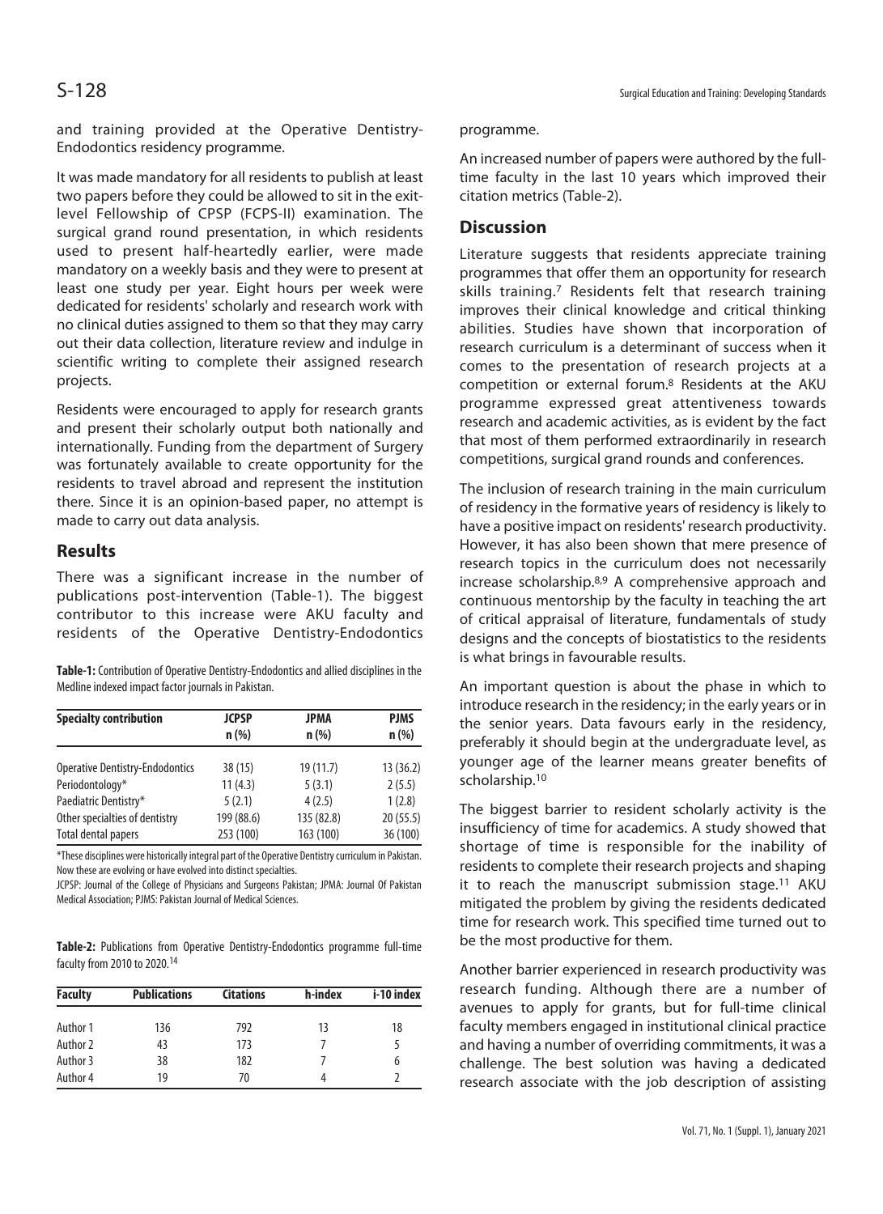and training provided at the Operative Dentistry-Endodontics residency programme.

It was made mandatory for all residents to publish at least two papers before they could be allowed to sit in the exit-level Fellowship of CPSP (FCPS-II) examination. The surgical grand round presentation, in which residents used to present half-heartedly earlier, were made mandatory on a weekly basis and they were to present at least one study per year. Eight hours per week were dedicated for residents' scholarly and research work with no clinical duties assigned to them so that they may carry out their data collection, literature review and indulge in scientific writing to complete their assigned research projects.

Residents were encouraged to apply for research grants and present their scholarly output both nationally and internationally. Funding from the department of Surgery was fortunately available to create opportunity for the residents to travel abroad and represent the institution there. Since it is an opinion-based paper, no attempt is made to carry out data analysis.

## Results

There was a significant increase in the number of publications post-intervention (Table-1). The biggest contributor to this increase were AKU faculty and residents of the Operative Dentistry-Endodontics programme.

An increased number of papers were authored by the full-time faculty in the last 10 years which improved their citation metrics (Table-2).

**Table-1:** Contribution of Operative Dentistry-Endodontics and allied disciplines in the Medline indexed impact factor journals in Pakistan.

| Specialty contribution | JCPSP n (%) | JPMA n (%) | PJMS n (%) |
|---|---|---|---|
| Operative Dentistry-Endodontics | 38 (15) | 19 (11.7) | 13 (36.2) |
| Periodontology* | 11 (4.3) | 5 (3.1) | 2 (5.5) |
| Paediatric Dentistry* | 5 (2.1) | 4 (2.5) | 1 (2.8) |
| Other specialties of dentistry | 199 (88.6) | 135 (82.8) | 20 (55.5) |
| Total dental papers | 253 (100) | 163 (100) | 36 (100) |

*These disciplines were historically integral part of the Operative Dentistry curriculum in Pakistan. Now these are evolving or have evolved into distinct specialties.

JCPSP: Journal of the College of Physicians and Surgeons Pakistan; JPMA: Journal Of Pakistan Medical Association; PJMS: Pakistan Journal of Medical Sciences.

**Table-2:** Publications from Operative Dentistry-Endodontics programme full-time faculty from 2010 to 2020.[14]

| Faculty | Publications | Citations | h-index | i-10 index |
|---|---|---|---|---|
| Author 1 | 136 | 792 | 13 | 18 |
| Author 2 | 43 | 173 | 7 | 5 |
| Author 3 | 38 | 182 | 7 | 6 |
| Author 4 | 19 | 70 | 4 | 2 |

## Discussion

Literature suggests that residents appreciate training programmes that offer them an opportunity for research skills training.[7] Residents felt that research training improves their clinical knowledge and critical thinking abilities. Studies have shown that incorporation of research curriculum is a determinant of success when it comes to the presentation of research projects at a competition or external forum.[8] Residents at the AKU programme expressed great attentiveness towards research and academic activities, as is evident by the fact that most of them performed extraordinarily in research competitions, surgical grand rounds and conferences.

The inclusion of research training in the main curriculum of residency in the formative years of residency is likely to have a positive impact on residents' research productivity. However, it has also been shown that mere presence of research topics in the curriculum does not necessarily increase scholarship.[8,9] A comprehensive approach and continuous mentorship by the faculty in teaching the art of critical appraisal of literature, fundamentals of study designs and the concepts of biostatistics to the residents is what brings in favourable results.

An important question is about the phase in which to introduce research in the residency; in the early years or in the senior years. Data favours early in the residency, preferably it should begin at the undergraduate level, as younger age of the learner means greater benefits of scholarship.[10]

The biggest barrier to resident scholarly activity is the insufficiency of time for academics. A study showed that shortage of time is responsible for the inability of residents to complete their research projects and shaping it to reach the manuscript submission stage.[11] AKU mitigated the problem by giving the residents dedicated time for research work. This specified time turned out to be the most productive for them.

Another barrier experienced in research productivity was research funding. Although there are a number of avenues to apply for grants, but for full-time clinical faculty members engaged in institutional clinical practice and having a number of overriding commitments, it was a challenge. The best solution was having a dedicated research associate with the job description of assisting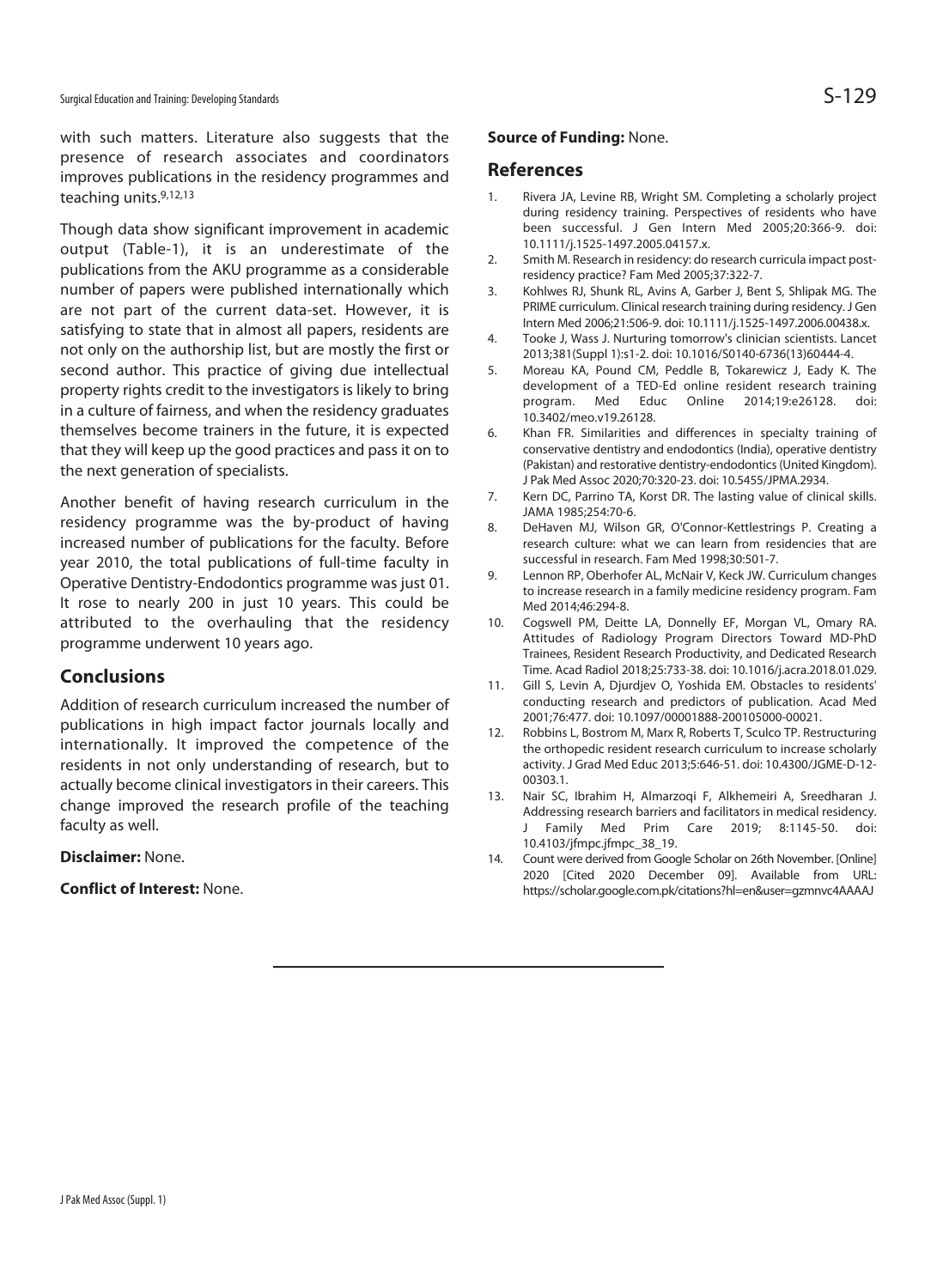with such matters. Literature also suggests that the presence of research associates and coordinators improves publications in the residency programmes and teaching units.[9,12,13]

Though data show significant improvement in academic output (Table-1), it is an underestimate of the publications from the AKU programme as a considerable number of papers were published internationally which are not part of the current data-set. However, it is satisfying to state that in almost all papers, residents are not only on the authorship list, but are mostly the first or second author. This practice of giving due intellectual property rights credit to the investigators is likely to bring in a culture of fairness, and when the residency graduates themselves become trainers in the future, it is expected that they will keep up the good practices and pass it on to the next generation of specialists.

Another benefit of having research curriculum in the residency programme was the by-product of having increased number of publications for the faculty. Before year 2010, the total publications of full-time faculty in Operative Dentistry-Endodontics programme was just 01. It rose to nearly 200 in just 10 years. This could be attributed to the overhauling that the residency programme underwent 10 years ago.

## Conclusions

Addition of research curriculum increased the number of publications in high impact factor journals locally and internationally. It improved the competence of the residents in not only understanding of research, but to actually become clinical investigators in their careers. This change improved the research profile of the teaching faculty as well.

**Disclaimer:** None.

**Conflict of Interest:** None.

**Source of Funding:** None.

## References

1. Rivera JA, Levine RB, Wright SM. Completing a scholarly project during residency training. Perspectives of residents who have been successful. J Gen Intern Med 2005;20:366-9. doi: 10.1111/j.1525-1497.2005.04157.x.
2. Smith M. Research in residency: do research curricula impact post-residency practice? Fam Med 2005;37:322-7.
3. Kohlwes RJ, Shunk RL, Avins A, Garber J, Bent S, Shlipak MG. The PRIME curriculum. Clinical research training during residency. J Gen Intern Med 2006;21:506-9. doi: 10.1111/j.1525-1497.2006.00438.x.
4. Tooke J, Wass J. Nurturing tomorrow's clinician scientists. Lancet 2013;381(Suppl 1):s1-2. doi: 10.1016/S0140-6736(13)60444-4.
5. Moreau KA, Pound CM, Peddle B, Tokarewicz J, Eady K. The development of a TED-Ed online resident research training program. Med Educ Online 2014;19:e26128. doi: 10.3402/meo.v19.26128.
6. Khan FR. Similarities and differences in specialty training of conservative dentistry and endodontics (India), operative dentistry (Pakistan) and restorative dentistry-endodontics (United Kingdom). J Pak Med Assoc 2020;70:320-23. doi: 10.5455/JPMA.2934.
7. Kern DC, Parrino TA, Korst DR. The lasting value of clinical skills. JAMA 1985;254:70-6.
8. DeHaven MJ, Wilson GR, O'Connor-Kettlestrings P. Creating a research culture: what we can learn from residencies that are successful in research. Fam Med 1998;30:501-7.
9. Lennon RP, Oberhofer AL, McNair V, Keck JW. Curriculum changes to increase research in a family medicine residency program. Fam Med 2014;46:294-8.
10. Cogswell PM, Deitte LA, Donnelly EF, Morgan VL, Omary RA. Attitudes of Radiology Program Directors Toward MD-PhD Trainees, Resident Research Productivity, and Dedicated Research Time. Acad Radiol 2018;25:733-38. doi: 10.1016/j.acra.2018.01.029.
11. Gill S, Levin A, Djurdjev O, Yoshida EM. Obstacles to residents' conducting research and predictors of publication. Acad Med 2001;76:477. doi: 10.1097/00001888-200105000-00021.
12. Robbins L, Bostrom M, Marx R, Roberts T, Sculco TP. Restructuring the orthopedic resident research curriculum to increase scholarly activity. J Grad Med Educ 2013;5:646-51. doi: 10.4300/JGME-D-12-00303.1.
13. Nair SC, Ibrahim H, Almarzoqi F, Alkhemeiri A, Sreedharan J. Addressing research barriers and facilitators in medical residency. J Family Med Prim Care 2019; 8:1145-50. doi: 10.4103/jfmpc.jfmpc_38_19.
14. Count were derived from Google Scholar on 26th November. [Online] 2020 [Cited 2020 December 09]. Available from URL: https://scholar.google.com.pk/citations?hl=en&user=gzmnvc4AAAAJ